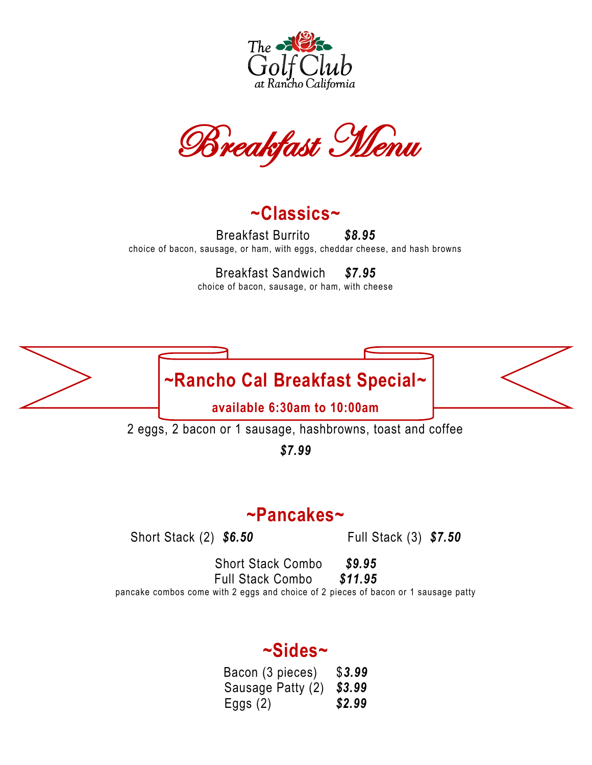The Golf Club at Rancho California

# Breakfast Menu

## ~Classics~

Breakfast Burrito ***$8.95***

choice of bacon, sausage, or ham, with eggs, cheddar cheese, and hash browns

Breakfast Sandwich ***$7.95***

choice of bacon, sausage, or ham, with cheese

## ~Rancho Cal Breakfast Special~

**available 6:30am to 10:00am**

2 eggs, 2 bacon or 1 sausage, hashbrowns, toast and coffee

***$7.99***

## ~Pancakes~

Short Stack (2) ***$6.50***

Full Stack (3) ***$7.50***

Short Stack Combo ***$9.95***

Full Stack Combo ***$11.95***

pancake combos come with 2 eggs and choice of 2 pieces of bacon or 1 sausage patty

## ~Sides~

Bacon (3 pieces) $***3.99***

Sausage Patty (2) ***$3.99***

Eggs (2) ***$2.99***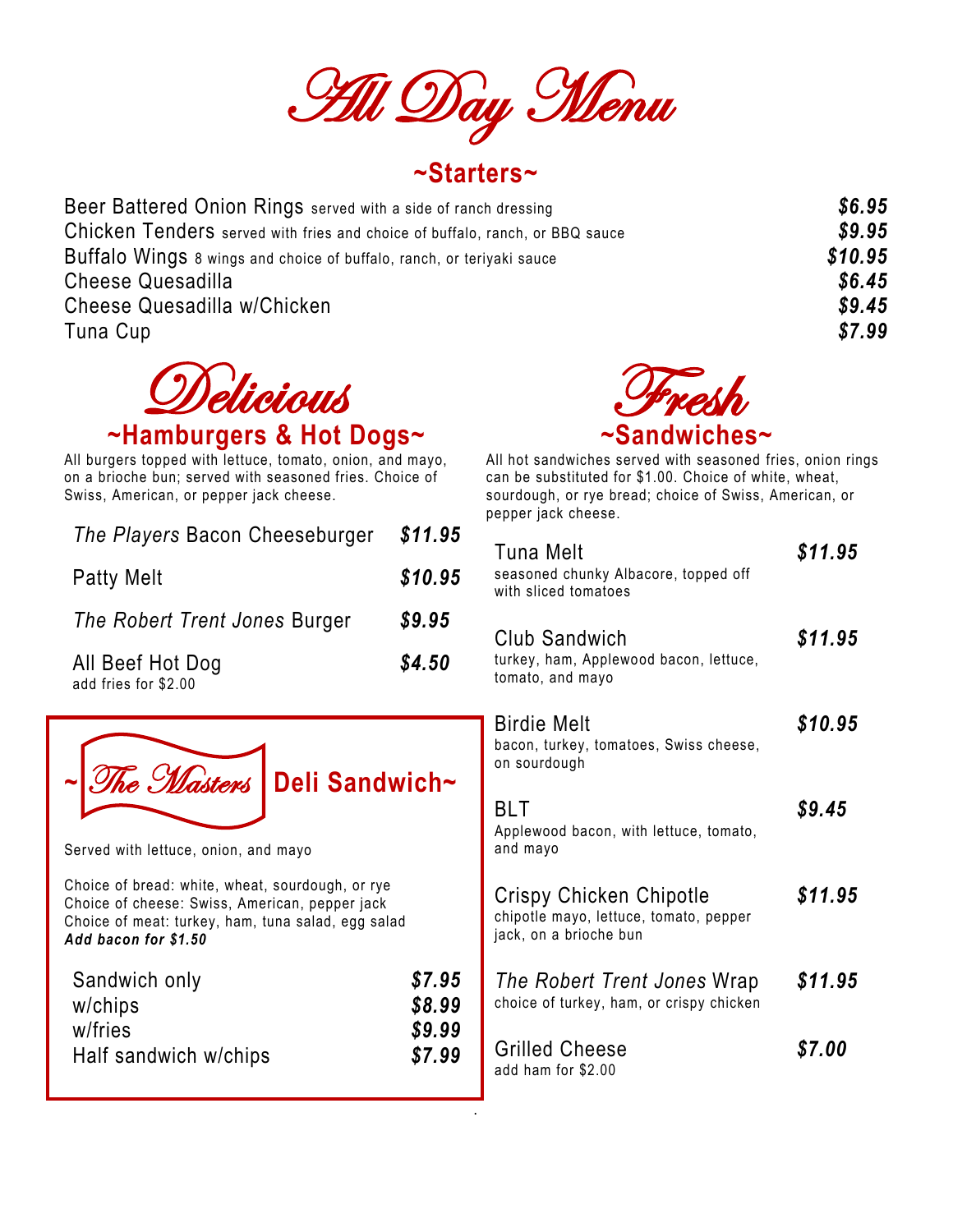# All Day Menu

## ~Starters~

| | |
|---|---|
| Beer Battered Onion Rings served with a side of ranch dressing | ***$6.95*** |
| Chicken Tenders served with fries and choice of buffalo, ranch, or BBQ sauce | ***$9.95*** |
| Buffalo Wings 8 wings and choice of buffalo, ranch, or teriyaki sauce | ***$10.95*** |
| Cheese Quesadilla | ***$6.45*** |
| Cheese Quesadilla w/Chicken | ***$9.45*** |
| Tuna Cup | ***$7.99*** |

## Delicious ~Hamburgers & Hot Dogs~

All burgers topped with lettuce, tomato, onion, and mayo, on a brioche bun; served with seasoned fries. Choice of Swiss, American, or pepper jack cheese.

| | |
|---|---|
| *The Players* Bacon Cheeseburger | ***$11.95*** |
| Patty Melt | ***$10.95*** |
| *The Robert Trent Jones* Burger | ***$9.95*** |
| All Beef Hot Dog<br>add fries for $2.00 | ***$4.50*** |

## ~The Masters Deli Sandwich~

Served with lettuce, onion, and mayo

Choice of bread: white, wheat, sourdough, or rye
Choice of cheese: Swiss, American, pepper jack
Choice of meat: turkey, ham, tuna salad, egg salad
***Add bacon for $1.50***

| | |
|---|---|
| Sandwich only | ***$7.95*** |
| w/chips | ***$8.99*** |
| w/fries | ***$9.99*** |
| Half sandwich w/chips | ***$7.99*** |

## Fresh ~Sandwiches~

All hot sandwiches served with seasoned fries, onion rings can be substituted for $1.00. Choice of white, wheat, sourdough, or rye bread; choice of Swiss, American, or pepper jack cheese.

| | |
|---|---|
| Tuna Melt<br>seasoned chunky Albacore, topped off with sliced tomatoes | ***$11.95*** |
| Club Sandwich<br>turkey, ham, Applewood bacon, lettuce, tomato, and mayo | ***$11.95*** |
| Birdie Melt<br>bacon, turkey, tomatoes, Swiss cheese, on sourdough | ***$10.95*** |
| BLT<br>Applewood bacon, with lettuce, tomato, and mayo | ***$9.45*** |
| Crispy Chicken Chipotle<br>chipotle mayo, lettuce, tomato, pepper jack, on a brioche bun | ***$11.95*** |
| *The Robert Trent Jones* Wrap<br>choice of turkey, ham, or crispy chicken | ***$11.95*** |
| Grilled Cheese<br>add ham for $2.00 | ***$7.00*** |